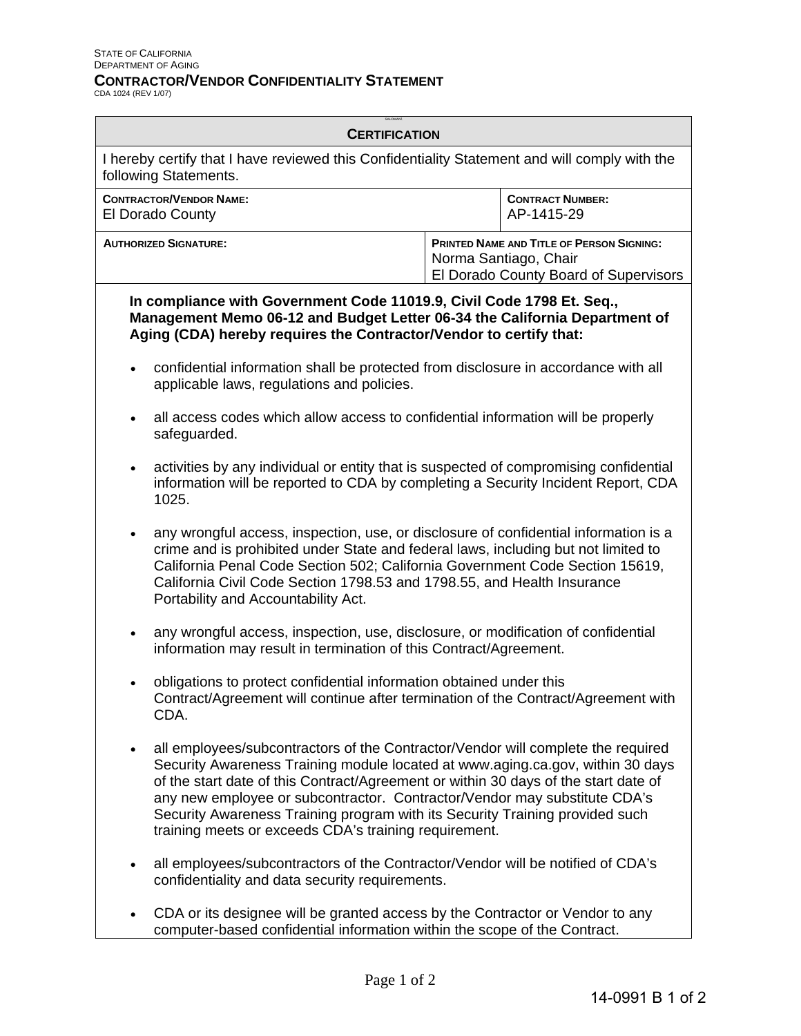STATE OF CALIFORNIA
DEPARTMENT OF AGING

# CONTRACTOR/VENDOR CONFIDENTIALITY STATEMENT

CDA 1024 (REV 1/07)

## CERTIFICATION

I hereby certify that I have reviewed this Confidentiality Statement and will comply with the following Statements.

| CONTRACTOR/VENDOR NAME: | CONTRACT NUMBER: |
| --- | --- |
| El Dorado County | AP-1415-29 |

| AUTHORIZED SIGNATURE: | PRINTED NAME AND TITLE OF PERSON SIGNING: |
| --- | --- |
| | Norma Santiago, Chair<br>El Dorado County Board of Supervisors |

**In compliance with Government Code 11019.9, Civil Code 1798 Et. Seq., Management Memo 06-12 and Budget Letter 06-34 the California Department of Aging (CDA) hereby requires the Contractor/Vendor to certify that:**

- confidential information shall be protected from disclosure in accordance with all applicable laws, regulations and policies.
- all access codes which allow access to confidential information will be properly safeguarded.
- activities by any individual or entity that is suspected of compromising confidential information will be reported to CDA by completing a Security Incident Report, CDA 1025.
- any wrongful access, inspection, use, or disclosure of confidential information is a crime and is prohibited under State and federal laws, including but not limited to California Penal Code Section 502; California Government Code Section 15619, California Civil Code Section 1798.53 and 1798.55, and Health Insurance Portability and Accountability Act.
- any wrongful access, inspection, use, disclosure, or modification of confidential information may result in termination of this Contract/Agreement.
- obligations to protect confidential information obtained under this Contract/Agreement will continue after termination of the Contract/Agreement with CDA.
- all employees/subcontractors of the Contractor/Vendor will complete the required Security Awareness Training module located at www.aging.ca.gov, within 30 days of the start date of this Contract/Agreement or within 30 days of the start date of any new employee or subcontractor. Contractor/Vendor may substitute CDA's Security Awareness Training program with its Security Training provided such training meets or exceeds CDA's training requirement.
- all employees/subcontractors of the Contractor/Vendor will be notified of CDA's confidentiality and data security requirements.
- CDA or its designee will be granted access by the Contractor or Vendor to any computer-based confidential information within the scope of the Contract.

14-0991 B 1 of 2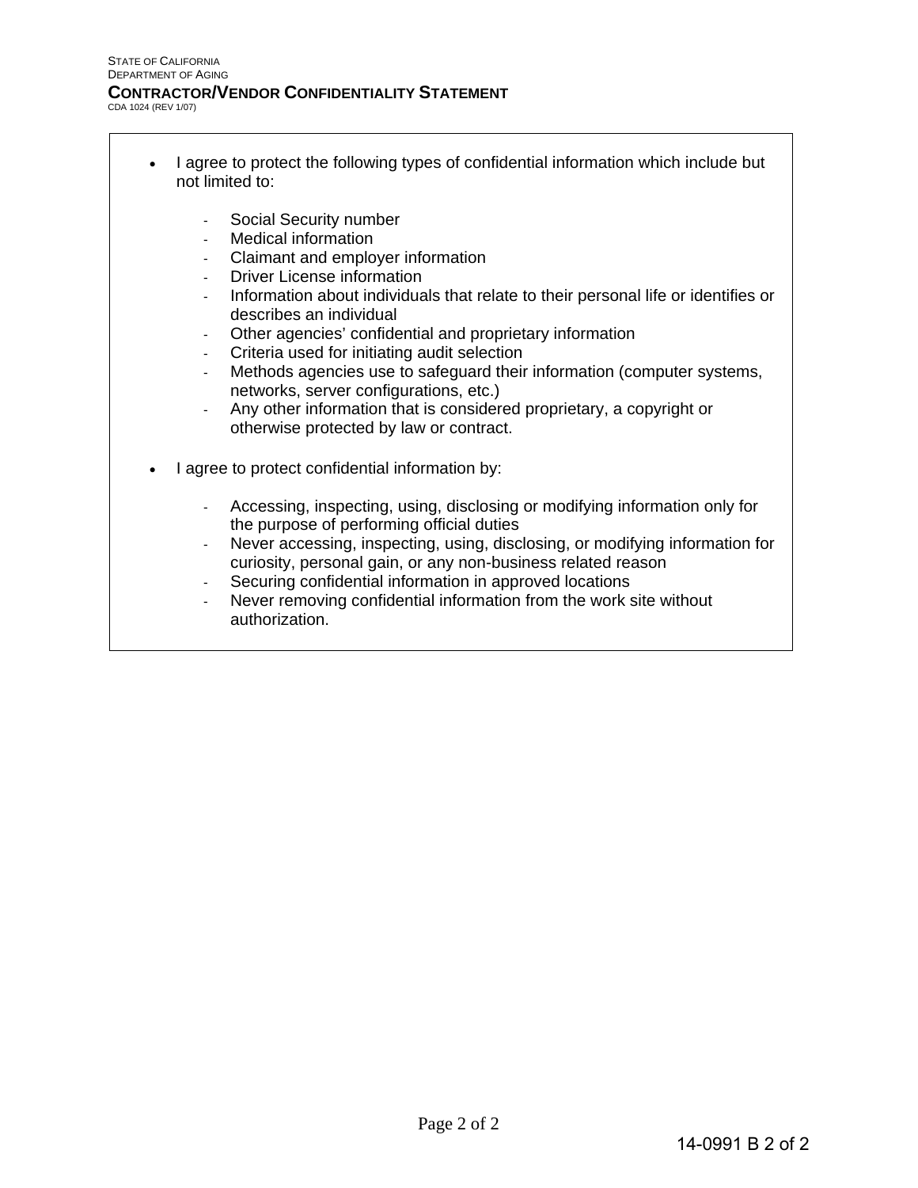STATE OF CALIFORNIA
DEPARTMENT OF AGING

**CONTRACTOR/VENDOR CONFIDENTIALITY STATEMENT**

CDA 1024 (REV 1/07)

- I agree to protect the following types of confidential information which include but not limited to:
  - Social Security number
  - Medical information
  - Claimant and employer information
  - Driver License information
  - Information about individuals that relate to their personal life or identifies or describes an individual
  - Other agencies' confidential and proprietary information
  - Criteria used for initiating audit selection
  - Methods agencies use to safeguard their information (computer systems, networks, server configurations, etc.)
  - Any other information that is considered proprietary, a copyright or otherwise protected by law or contract.

- I agree to protect confidential information by:
  - Accessing, inspecting, using, disclosing or modifying information only for the purpose of performing official duties
  - Never accessing, inspecting, using, disclosing, or modifying information for curiosity, personal gain, or any non-business related reason
  - Securing confidential information in approved locations
  - Never removing confidential information from the work site without authorization.

14-0991 B 2 of 2